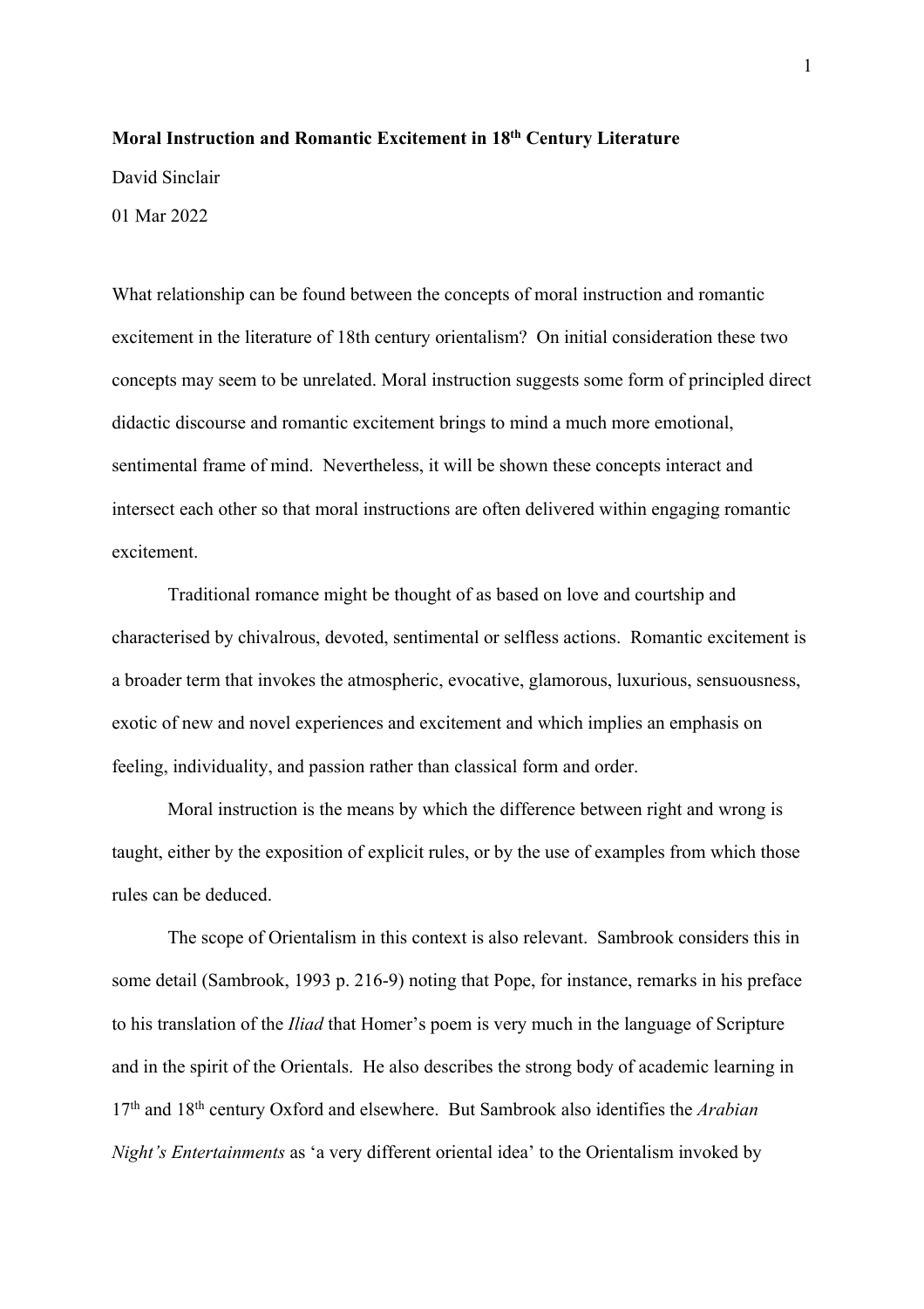**Moral Instruction and Romantic Excitement in 18th Century Literature**

David Sinclair

01 Mar 2022

What relationship can be found between the concepts of moral instruction and romantic excitement in the literature of 18th century orientalism? On initial consideration these two concepts may seem to be unrelated. Moral instruction suggests some form of principled direct didactic discourse and romantic excitement brings to mind a much more emotional, sentimental frame of mind. Nevertheless, it will be shown these concepts interact and intersect each other so that moral instructions are often delivered within engaging romantic excitement.

Traditional romance might be thought of as based on love and courtship and characterised by chivalrous, devoted, sentimental or selfless actions. Romantic excitement is a broader term that invokes the atmospheric, evocative, glamorous, luxurious, sensuousness, exotic of new and novel experiences and excitement and which implies an emphasis on feeling, individuality, and passion rather than classical form and order.

Moral instruction is the means by which the difference between right and wrong is taught, either by the exposition of explicit rules, or by the use of examples from which those rules can be deduced.

The scope of Orientalism in this context is also relevant. Sambrook considers this in some detail (Sambrook, 1993 p. 216-9) noting that Pope, for instance, remarks in his preface to his translation of the *Iliad* that Homer's poem is very much in the language of Scripture and in the spirit of the Orientals. He also describes the strong body of academic learning in 17th and 18th century Oxford and elsewhere. But Sambrook also identifies the *Arabian Night's Entertainments* as 'a very different oriental idea' to the Orientalism invoked by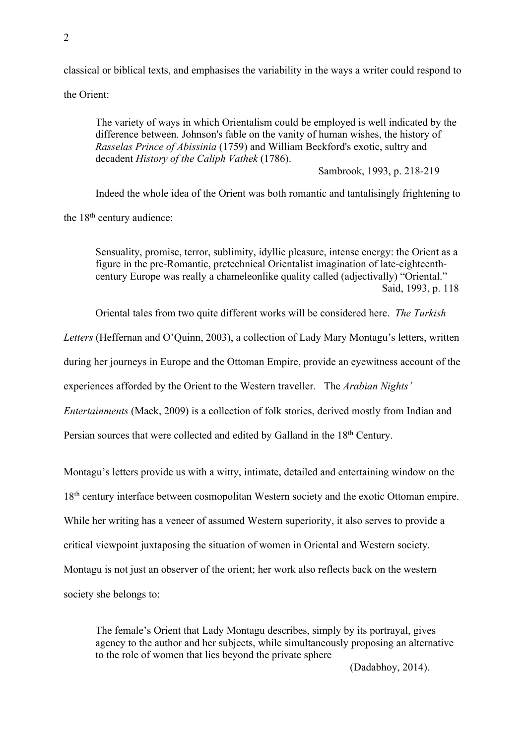classical or biblical texts, and emphasises the variability in the ways a writer could respond to the Orient:

> The variety of ways in which Orientalism could be employed is well indicated by the difference between. Johnson's fable on the vanity of human wishes, the history of *Rasselas Prince of Abissinia* (1759) and William Beckford's exotic, sultry and decadent *History of the Caliph Vathek* (1786).
>
> Sambrook, 1993, p. 218-219

Indeed the whole idea of the Orient was both romantic and tantalisingly frightening to the 18th century audience:

> Sensuality, promise, terror, sublimity, idyllic pleasure, intense energy: the Orient as a figure in the pre-Romantic, pretechnical Orientalist imagination of late-eighteenth-century Europe was really a chameleonlike quality called (adjectivally) "Oriental."
>
> Said, 1993, p. 118

Oriental tales from two quite different works will be considered here. *The Turkish Letters* (Heffernan and O'Quinn, 2003), a collection of Lady Mary Montagu's letters, written during her journeys in Europe and the Ottoman Empire, provide an eyewitness account of the experiences afforded by the Orient to the Western traveller. The *Arabian Nights' Entertainments* (Mack, 2009) is a collection of folk stories, derived mostly from Indian and Persian sources that were collected and edited by Galland in the 18th Century.

Montagu's letters provide us with a witty, intimate, detailed and entertaining window on the 18th century interface between cosmopolitan Western society and the exotic Ottoman empire. While her writing has a veneer of assumed Western superiority, it also serves to provide a critical viewpoint juxtaposing the situation of women in Oriental and Western society. Montagu is not just an observer of the orient; her work also reflects back on the western society she belongs to:

> The female's Orient that Lady Montagu describes, simply by its portrayal, gives agency to the author and her subjects, while simultaneously proposing an alternative to the role of women that lies beyond the private sphere
>
> (Dadabhoy, 2014).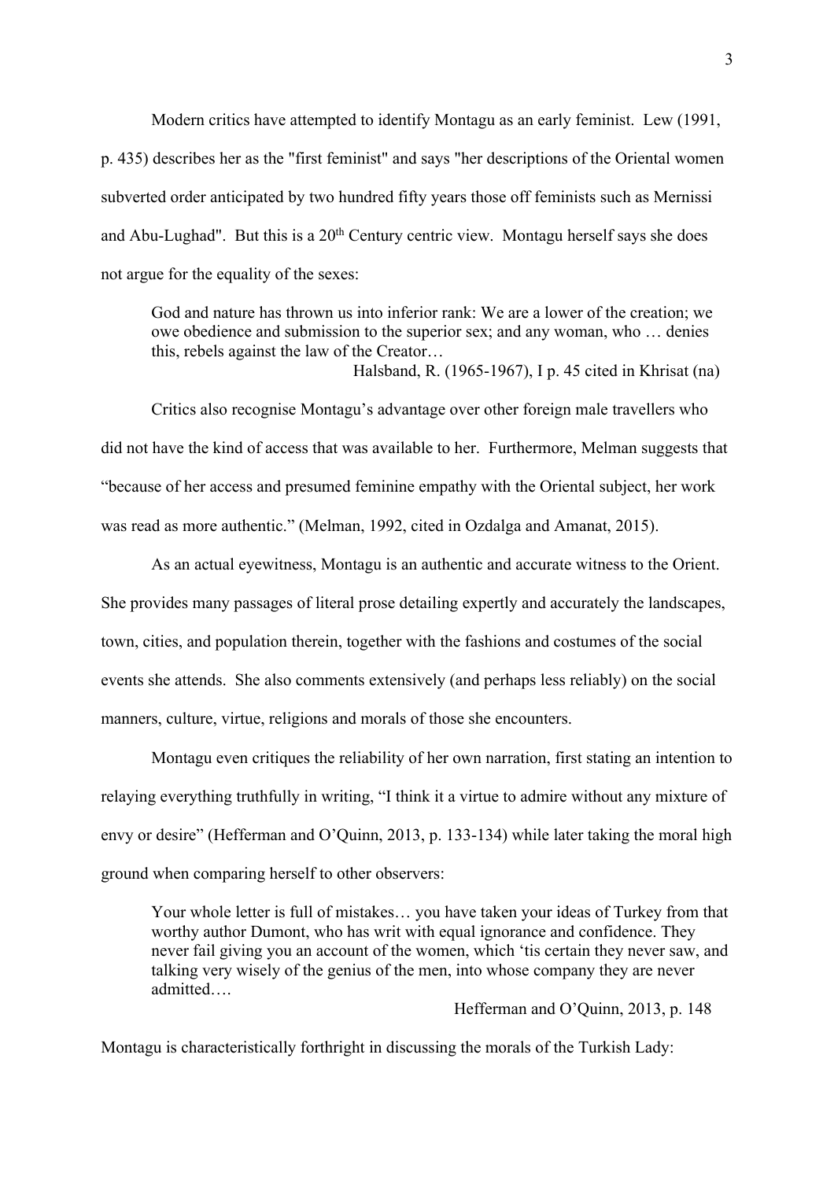Modern critics have attempted to identify Montagu as an early feminist. Lew (1991, p. 435) describes her as the "first feminist" and says "her descriptions of the Oriental women subverted order anticipated by two hundred fifty years those off feminists such as Mernissi and Abu-Lughad". But this is a 20th Century centric view. Montagu herself says she does not argue for the equality of the sexes:

> God and nature has thrown us into inferior rank: We are a lower of the creation; we owe obedience and submission to the superior sex; and any woman, who … denies this, rebels against the law of the Creator…
>
> Halsband, R. (1965-1967), I p. 45 cited in Khrisat (na)

Critics also recognise Montagu's advantage over other foreign male travellers who did not have the kind of access that was available to her. Furthermore, Melman suggests that "because of her access and presumed feminine empathy with the Oriental subject, her work was read as more authentic." (Melman, 1992, cited in Ozdalga and Amanat, 2015).

As an actual eyewitness, Montagu is an authentic and accurate witness to the Orient. She provides many passages of literal prose detailing expertly and accurately the landscapes, town, cities, and population therein, together with the fashions and costumes of the social events she attends. She also comments extensively (and perhaps less reliably) on the social manners, culture, virtue, religions and morals of those she encounters.

Montagu even critiques the reliability of her own narration, first stating an intention to relaying everything truthfully in writing, "I think it a virtue to admire without any mixture of envy or desire" (Hefferman and O'Quinn, 2013, p. 133-134) while later taking the moral high ground when comparing herself to other observers:

> Your whole letter is full of mistakes… you have taken your ideas of Turkey from that worthy author Dumont, who has writ with equal ignorance and confidence. They never fail giving you an account of the women, which 'tis certain they never saw, and talking very wisely of the genius of the men, into whose company they are never admitted….
>
> Hefferman and O'Quinn, 2013, p. 148

Montagu is characteristically forthright in discussing the morals of the Turkish Lady: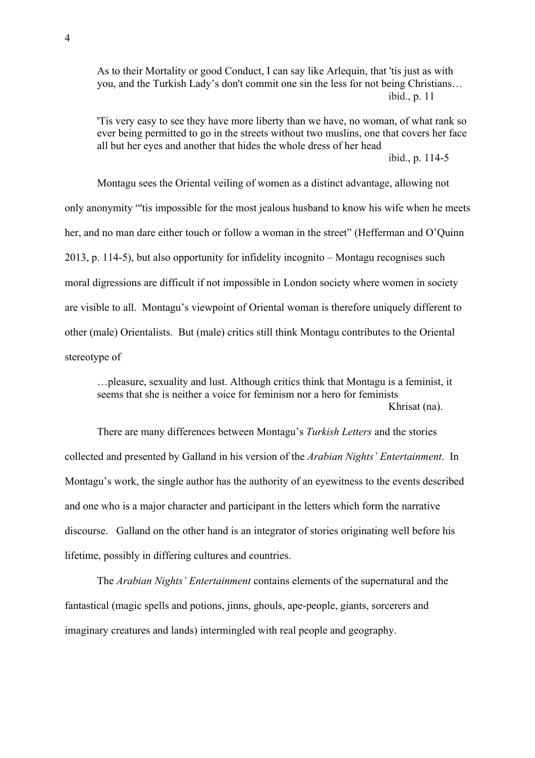> As to their Mortality or good Conduct, I can say like Arlequin, that 'tis just as with you, and the Turkish Lady's don't commit one sin the less for not being Christians…
>
> ibid., p. 11

> 'Tis very easy to see they have more liberty than we have, no woman, of what rank so ever being permitted to go in the streets without two muslins, one that covers her face all but her eyes and another that hides the whole dress of her head
>
> ibid., p. 114-5

Montagu sees the Oriental veiling of women as a distinct advantage, allowing not only anonymity "'tis impossible for the most jealous husband to know his wife when he meets her, and no man dare either touch or follow a woman in the street" (Hefferman and O'Quinn 2013, p. 114-5), but also opportunity for infidelity incognito – Montagu recognises such moral digressions are difficult if not impossible in London society where women in society are visible to all. Montagu's viewpoint of Oriental woman is therefore uniquely different to other (male) Orientalists. But (male) critics still think Montagu contributes to the Oriental stereotype of

> …pleasure, sexuality and lust. Although critics think that Montagu is a feminist, it seems that she is neither a voice for feminism nor a hero for feminists
>
> Khrisat (na).

There are many differences between Montagu's *Turkish Letters* and the stories collected and presented by Galland in his version of the *Arabian Nights' Entertainment*. In Montagu's work, the single author has the authority of an eyewitness to the events described and one who is a major character and participant in the letters which form the narrative discourse. Galland on the other hand is an integrator of stories originating well before his lifetime, possibly in differing cultures and countries.

The *Arabian Nights' Entertainment* contains elements of the supernatural and the fantastical (magic spells and potions, jinns, ghouls, ape-people, giants, sorcerers and imaginary creatures and lands) intermingled with real people and geography.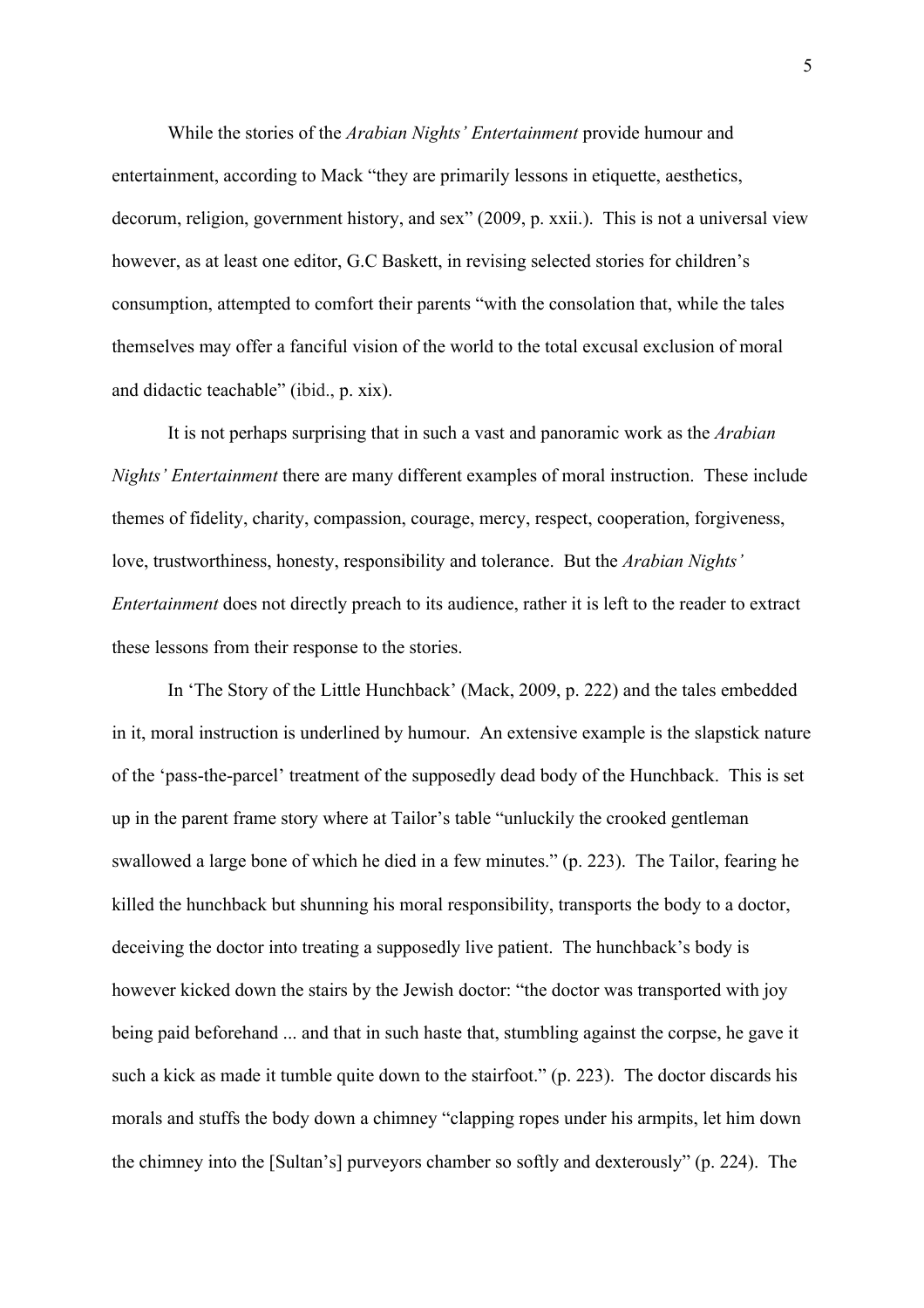While the stories of the *Arabian Nights' Entertainment* provide humour and entertainment, according to Mack "they are primarily lessons in etiquette, aesthetics, decorum, religion, government history, and sex" (2009, p. xxii.). This is not a universal view however, as at least one editor, G.C Baskett, in revising selected stories for children's consumption, attempted to comfort their parents "with the consolation that, while the tales themselves may offer a fanciful vision of the world to the total excusal exclusion of moral and didactic teachable" (ibid., p. xix).

It is not perhaps surprising that in such a vast and panoramic work as the *Arabian Nights' Entertainment* there are many different examples of moral instruction. These include themes of fidelity, charity, compassion, courage, mercy, respect, cooperation, forgiveness, love, trustworthiness, honesty, responsibility and tolerance. But the *Arabian Nights' Entertainment* does not directly preach to its audience, rather it is left to the reader to extract these lessons from their response to the stories.

In 'The Story of the Little Hunchback' (Mack, 2009, p. 222) and the tales embedded in it, moral instruction is underlined by humour. An extensive example is the slapstick nature of the 'pass-the-parcel' treatment of the supposedly dead body of the Hunchback. This is set up in the parent frame story where at Tailor's table "unluckily the crooked gentleman swallowed a large bone of which he died in a few minutes." (p. 223). The Tailor, fearing he killed the hunchback but shunning his moral responsibility, transports the body to a doctor, deceiving the doctor into treating a supposedly live patient. The hunchback's body is however kicked down the stairs by the Jewish doctor: "the doctor was transported with joy being paid beforehand ... and that in such haste that, stumbling against the corpse, he gave it such a kick as made it tumble quite down to the stairfoot." (p. 223). The doctor discards his morals and stuffs the body down a chimney "clapping ropes under his armpits, let him down the chimney into the [Sultan's] purveyors chamber so softly and dexterously" (p. 224). The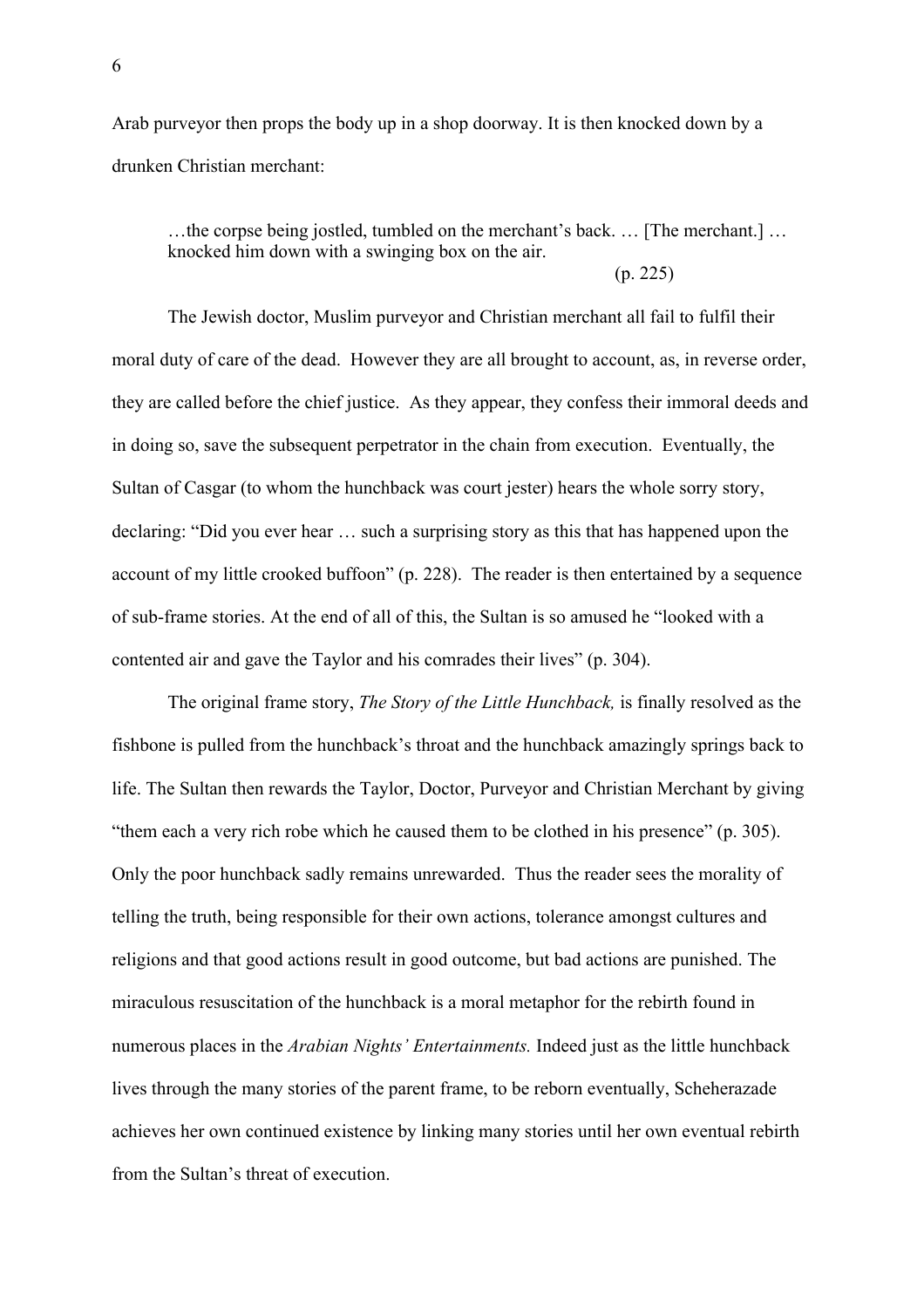Arab purveyor then props the body up in a shop doorway. It is then knocked down by a drunken Christian merchant:

> …the corpse being jostled, tumbled on the merchant's back. … [The merchant.] … knocked him down with a swinging box on the air.
>
> (p. 225)

The Jewish doctor, Muslim purveyor and Christian merchant all fail to fulfil their moral duty of care of the dead. However they are all brought to account, as, in reverse order, they are called before the chief justice. As they appear, they confess their immoral deeds and in doing so, save the subsequent perpetrator in the chain from execution. Eventually, the Sultan of Casgar (to whom the hunchback was court jester) hears the whole sorry story, declaring: "Did you ever hear … such a surprising story as this that has happened upon the account of my little crooked buffoon" (p. 228). The reader is then entertained by a sequence of sub-frame stories. At the end of all of this, the Sultan is so amused he "looked with a contented air and gave the Taylor and his comrades their lives" (p. 304).

The original frame story, *The Story of the Little Hunchback,* is finally resolved as the fishbone is pulled from the hunchback's throat and the hunchback amazingly springs back to life. The Sultan then rewards the Taylor, Doctor, Purveyor and Christian Merchant by giving "them each a very rich robe which he caused them to be clothed in his presence" (p. 305). Only the poor hunchback sadly remains unrewarded. Thus the reader sees the morality of telling the truth, being responsible for their own actions, tolerance amongst cultures and religions and that good actions result in good outcome, but bad actions are punished. The miraculous resuscitation of the hunchback is a moral metaphor for the rebirth found in numerous places in the *Arabian Nights' Entertainments.* Indeed just as the little hunchback lives through the many stories of the parent frame, to be reborn eventually, Scheherazade achieves her own continued existence by linking many stories until her own eventual rebirth from the Sultan's threat of execution.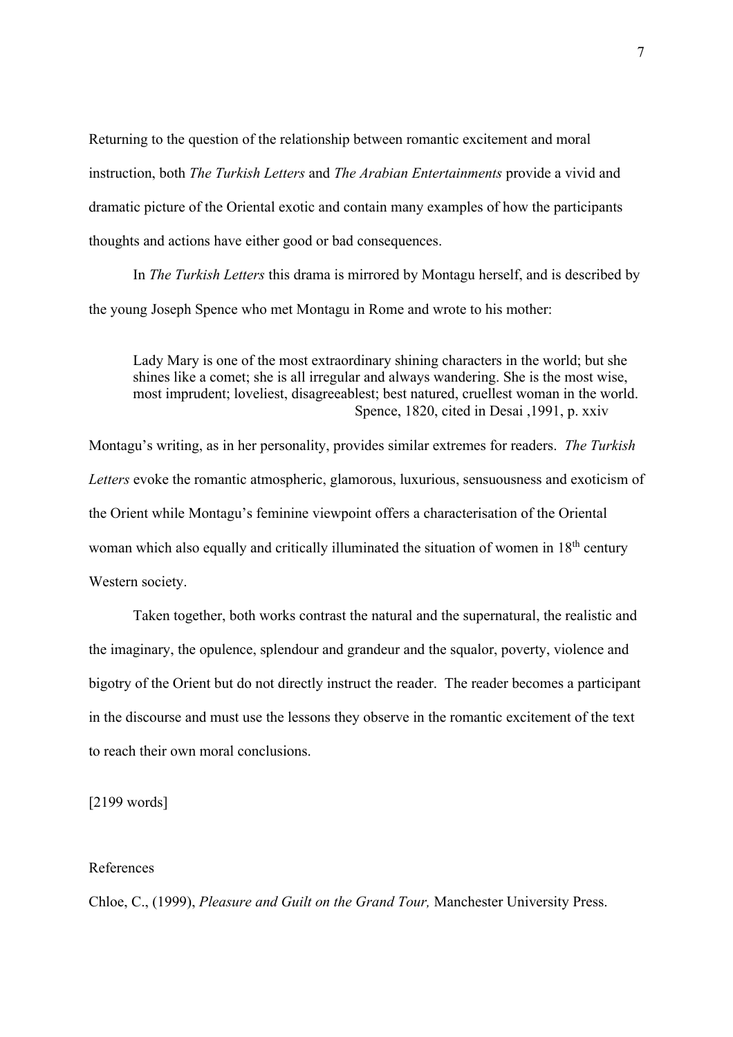Returning to the question of the relationship between romantic excitement and moral instruction, both *The Turkish Letters* and *The Arabian Entertainments* provide a vivid and dramatic picture of the Oriental exotic and contain many examples of how the participants thoughts and actions have either good or bad consequences.

In *The Turkish Letters* this drama is mirrored by Montagu herself, and is described by the young Joseph Spence who met Montagu in Rome and wrote to his mother:

> Lady Mary is one of the most extraordinary shining characters in the world; but she shines like a comet; she is all irregular and always wandering. She is the most wise, most imprudent; loveliest, disagreeablest; best natured, cruellest woman in the world.
> Spence, 1820, cited in Desai ,1991, p. xxiv

Montagu's writing, as in her personality, provides similar extremes for readers. *The Turkish Letters* evoke the romantic atmospheric, glamorous, luxurious, sensuousness and exoticism of the Orient while Montagu's feminine viewpoint offers a characterisation of the Oriental woman which also equally and critically illuminated the situation of women in 18th century Western society.

Taken together, both works contrast the natural and the supernatural, the realistic and the imaginary, the opulence, splendour and grandeur and the squalor, poverty, violence and bigotry of the Orient but do not directly instruct the reader. The reader becomes a participant in the discourse and must use the lessons they observe in the romantic excitement of the text to reach their own moral conclusions.

[2199 words]

References

Chloe, C., (1999), *Pleasure and Guilt on the Grand Tour,* Manchester University Press.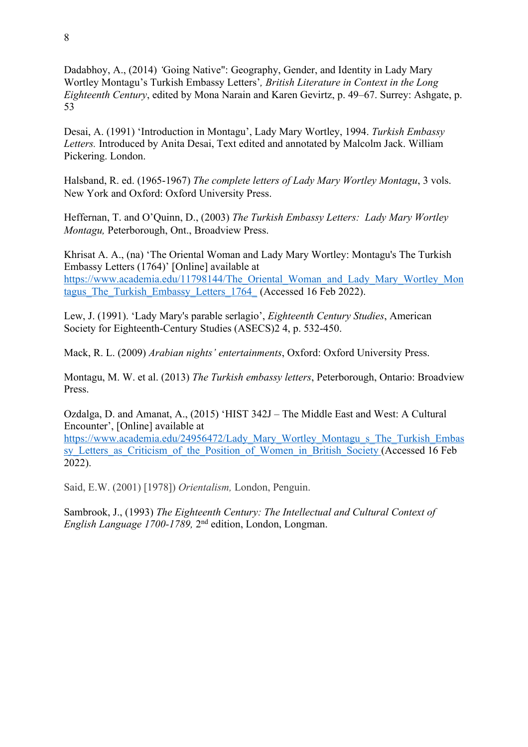Dadabhoy, A., (2014) *'*Going Native": Geography, Gender, and Identity in Lady Mary Wortley Montagu's Turkish Embassy Letters'*, British Literature in Context in the Long Eighteenth Century*, edited by Mona Narain and Karen Gevirtz, p. 49–67. Surrey: Ashgate, p. 53

Desai, A. (1991) 'Introduction in Montagu', Lady Mary Wortley, 1994. *Turkish Embassy Letters.* Introduced by Anita Desai, Text edited and annotated by Malcolm Jack. William Pickering. London.

Halsband, R. ed. (1965-1967) *The complete letters of Lady Mary Wortley Montagu*, 3 vols. New York and Oxford: Oxford University Press.

Heffernan, T. and O'Quinn, D., (2003) *The Turkish Embassy Letters: Lady Mary Wortley Montagu,* Peterborough, Ont., Broadview Press.

Khrisat A. A., (na) 'The Oriental Woman and Lady Mary Wortley: Montagu's The Turkish Embassy Letters (1764)' [Online] available at https://www.academia.edu/11798144/The_Oriental_Woman_and_Lady_Mary_Wortley_Montagus_The_Turkish_Embassy_Letters_1764_ (Accessed 16 Feb 2022).

Lew, J. (1991). 'Lady Mary's parable serlagio', *Eighteenth Century Studies*, American Society for Eighteenth-Century Studies (ASECS)2 4, p. 532-450.

Mack, R. L. (2009) *Arabian nights' entertainments*, Oxford: Oxford University Press.

Montagu, M. W. et al. (2013) *The Turkish embassy letters*, Peterborough, Ontario: Broadview Press.

Ozdalga, D. and Amanat, A., (2015) 'HIST 342J – The Middle East and West: A Cultural Encounter', [Online] available at https://www.academia.edu/24956472/Lady_Mary_Wortley_Montagu_s_The_Turkish_Embassy_Letters_as_Criticism_of_the_Position_of_Women_in_British_Society (Accessed 16 Feb 2022).

Said, E.W. (2001) [1978]) *Orientalism,* London, Penguin.

Sambrook, J., (1993) *The Eighteenth Century: The Intellectual and Cultural Context of English Language 1700-1789,* 2nd edition, London, Longman.